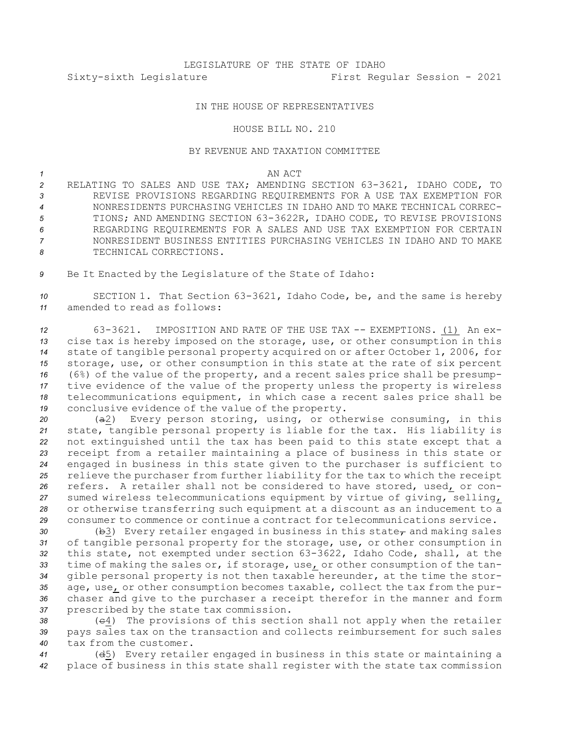LEGISLATURE OF THE STATE OF IDAHO

Sixty-sixth Legislature First Regular Session - 2021

IN THE HOUSE OF REPRESENTATIVES

HOUSE BILL NO. 210

BY REVENUE AND TAXATION COMMITTEE

AN ACT

RELATING TO SALES AND USE TAX; AMENDING SECTION 63-3621, IDAHO CODE, TO REVISE PROVISIONS REGARDING REQUIREMENTS FOR A USE TAX EXEMPTION FOR NONRESIDENTS PURCHASING VEHICLES IN IDAHO AND TO MAKE TECHNICAL CORRECTIONS; AND AMENDING SECTION 63-3622R, IDAHO CODE, TO REVISE PROVISIONS REGARDING REQUIREMENTS FOR A SALES AND USE TAX EXEMPTION FOR CERTAIN NONRESIDENT BUSINESS ENTITIES PURCHASING VEHICLES IN IDAHO AND TO MAKE TECHNICAL CORRECTIONS.

Be It Enacted by the Legislature of the State of Idaho:

SECTION 1. That Section 63-3621, Idaho Code, be, and the same is hereby amended to read as follows:

63-3621. IMPOSITION AND RATE OF THE USE TAX -- EXEMPTIONS. (1) An excise tax is hereby imposed on the storage, use, or other consumption in this state of tangible personal property acquired on or after October 1, 2006, for storage, use, or other consumption in this state at the rate of six percent (6%) of the value of the property, and a recent sales price shall be presumptive evidence of the value of the property unless the property is wireless telecommunications equipment, in which case a recent sales price shall be conclusive evidence of the value of the property.

(~~a~~2) Every person storing, using, or otherwise consuming, in this state, tangible personal property is liable for the tax. His liability is not extinguished until the tax has been paid to this state except that a receipt from a retailer maintaining a place of business in this state or engaged in business in this state given to the purchaser is sufficient to relieve the purchaser from further liability for the tax to which the receipt refers. A retailer shall not be considered to have stored, used, or consumed wireless telecommunications equipment by virtue of giving, selling, or otherwise transferring such equipment at a discount as an inducement to a consumer to commence or continue a contract for telecommunications service.

(~~b~~3) Every retailer engaged in business in this state~~,~~ and making sales of tangible personal property for the storage, use, or other consumption in this state, not exempted under section 63-3622, Idaho Code, shall, at the time of making the sales or, if storage, use, or other consumption of the tangible personal property is not then taxable hereunder, at the time the storage, use, or other consumption becomes taxable, collect the tax from the purchaser and give to the purchaser a receipt therefor in the manner and form prescribed by the state tax commission.

(~~c~~4) The provisions of this section shall not apply when the retailer pays sales tax on the transaction and collects reimbursement for such sales tax from the customer.

(~~d~~5) Every retailer engaged in business in this state or maintaining a place of business in this state shall register with the state tax commission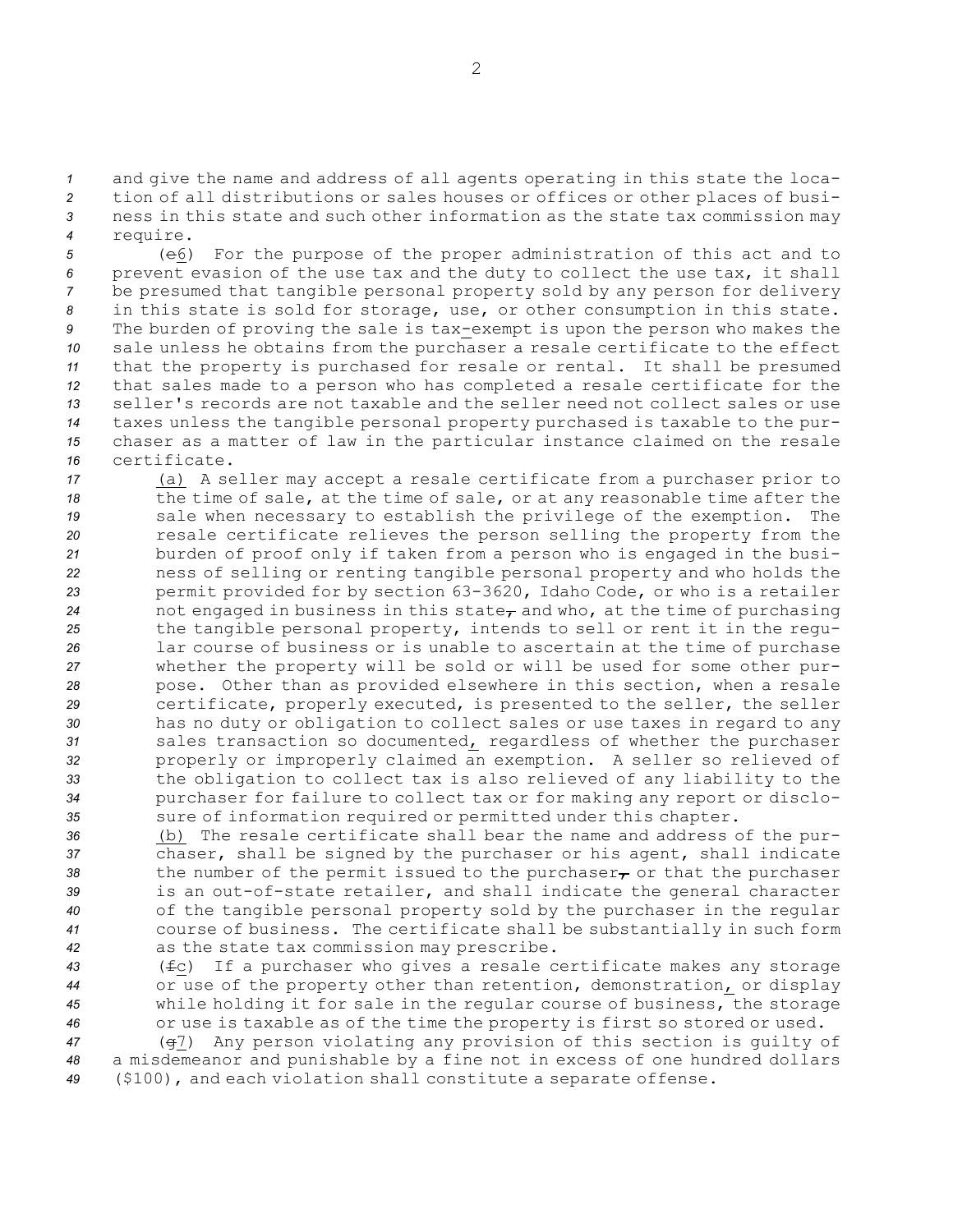and give the name and address of all agents operating in this state the location of all distributions or sales houses or offices or other places of business in this state and such other information as the state tax commission may require.

(~~e~~6) For the purpose of the proper administration of this act and to prevent evasion of the use tax and the duty to collect the use tax, it shall be presumed that tangible personal property sold by any person for delivery in this state is sold for storage, use, or other consumption in this state. The burden of proving the sale is tax-exempt is upon the person who makes the sale unless he obtains from the purchaser a resale certificate to the effect that the property is purchased for resale or rental. It shall be presumed that sales made to a person who has completed a resale certificate for the seller's records are not taxable and the seller need not collect sales or use taxes unless the tangible personal property purchased is taxable to the purchaser as a matter of law in the particular instance claimed on the resale certificate.

(a) A seller may accept a resale certificate from a purchaser prior to the time of sale, at the time of sale, or at any reasonable time after the sale when necessary to establish the privilege of the exemption. The resale certificate relieves the person selling the property from the burden of proof only if taken from a person who is engaged in the business of selling or renting tangible personal property and who holds the permit provided for by section 63-3620, Idaho Code, or who is a retailer not engaged in business in this state~~,~~ and who, at the time of purchasing the tangible personal property, intends to sell or rent it in the regular course of business or is unable to ascertain at the time of purchase whether the property will be sold or will be used for some other purpose. Other than as provided elsewhere in this section, when a resale certificate, properly executed, is presented to the seller, the seller has no duty or obligation to collect sales or use taxes in regard to any sales transaction so documented, regardless of whether the purchaser properly or improperly claimed an exemption. A seller so relieved of the obligation to collect tax is also relieved of any liability to the purchaser for failure to collect tax or for making any report or disclosure of information required or permitted under this chapter.

(b) The resale certificate shall bear the name and address of the purchaser, shall be signed by the purchaser or his agent, shall indicate the number of the permit issued to the purchaser~~,~~ or that the purchaser is an out-of-state retailer, and shall indicate the general character of the tangible personal property sold by the purchaser in the regular course of business. The certificate shall be substantially in such form as the state tax commission may prescribe.

(~~f~~c) If a purchaser who gives a resale certificate makes any storage or use of the property other than retention, demonstration, or display while holding it for sale in the regular course of business, the storage or use is taxable as of the time the property is first so stored or used.

(~~g~~7) Any person violating any provision of this section is guilty of a misdemeanor and punishable by a fine not in excess of one hundred dollars ($100), and each violation shall constitute a separate offense.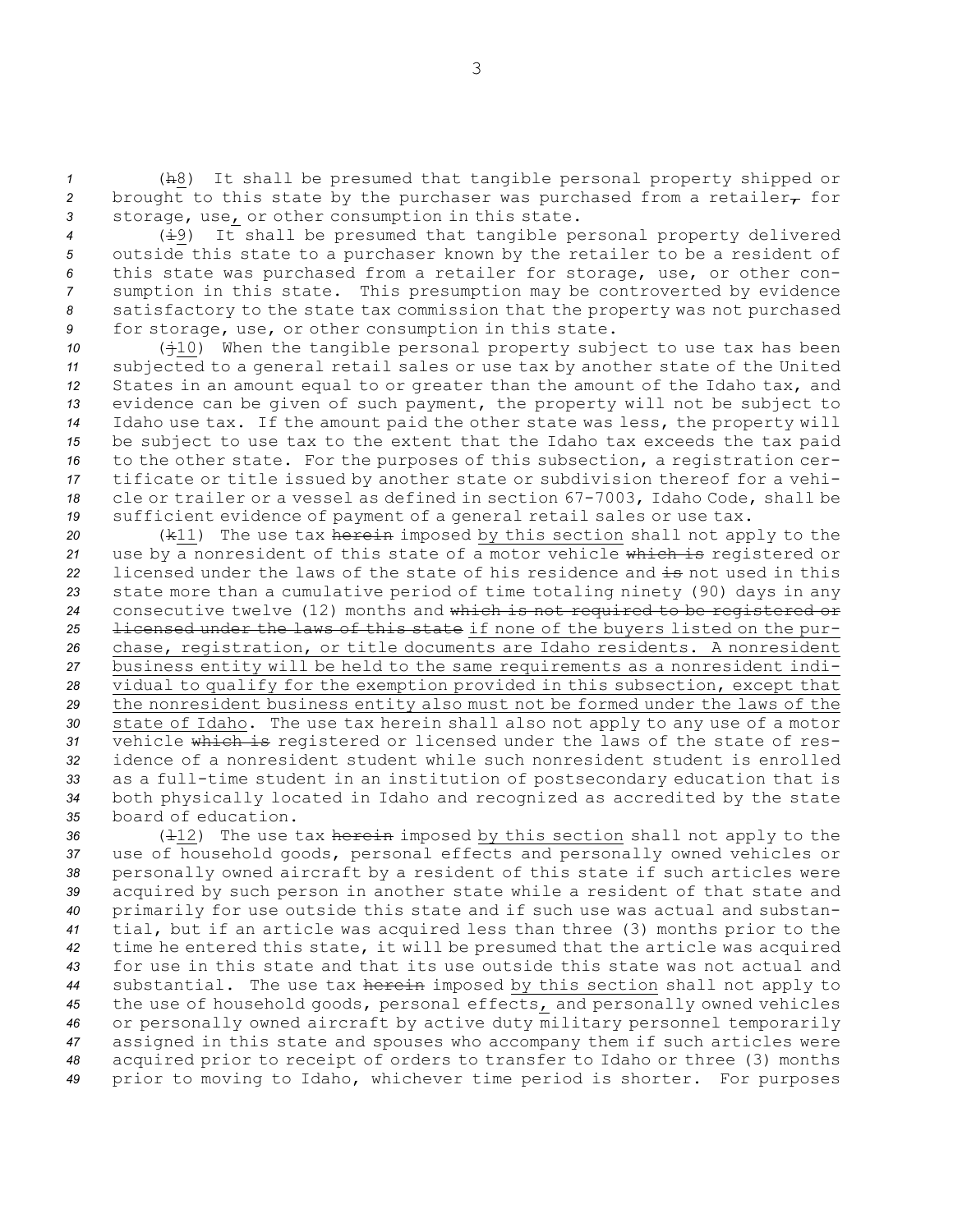(h8) It shall be presumed that tangible personal property shipped or brought to this state by the purchaser was purchased from a retailer, for storage, use, or other consumption in this state.

(i9) It shall be presumed that tangible personal property delivered outside this state to a purchaser known by the retailer to be a resident of this state was purchased from a retailer for storage, use, or other consumption in this state. This presumption may be controverted by evidence satisfactory to the state tax commission that the property was not purchased for storage, use, or other consumption in this state.

(j10) When the tangible personal property subject to use tax has been subjected to a general retail sales or use tax by another state of the United States in an amount equal to or greater than the amount of the Idaho tax, and evidence can be given of such payment, the property will not be subject to Idaho use tax. If the amount paid the other state was less, the property will be subject to use tax to the extent that the Idaho tax exceeds the tax paid to the other state. For the purposes of this subsection, a registration certificate or title issued by another state or subdivision thereof for a vehicle or trailer or a vessel as defined in section 67-7003, Idaho Code, shall be sufficient evidence of payment of a general retail sales or use tax.

(k11) The use tax herein imposed by this section shall not apply to the use by a nonresident of this state of a motor vehicle which is registered or licensed under the laws of the state of his residence and is not used in this state more than a cumulative period of time totaling ninety (90) days in any consecutive twelve (12) months and which is not required to be registered or licensed under the laws of this state if none of the buyers listed on the purchase, registration, or title documents are Idaho residents. A nonresident business entity will be held to the same requirements as a nonresident individual to qualify for the exemption provided in this subsection, except that the nonresident business entity also must not be formed under the laws of the state of Idaho. The use tax herein shall also not apply to any use of a motor vehicle which is registered or licensed under the laws of the state of residence of a nonresident student while such nonresident student is enrolled as a full-time student in an institution of postsecondary education that is both physically located in Idaho and recognized as accredited by the state board of education.

(l12) The use tax herein imposed by this section shall not apply to the use of household goods, personal effects and personally owned vehicles or personally owned aircraft by a resident of this state if such articles were acquired by such person in another state while a resident of that state and primarily for use outside this state and if such use was actual and substantial, but if an article was acquired less than three (3) months prior to the time he entered this state, it will be presumed that the article was acquired for use in this state and that its use outside this state was not actual and substantial. The use tax herein imposed by this section shall not apply to the use of household goods, personal effects, and personally owned vehicles or personally owned aircraft by active duty military personnel temporarily assigned in this state and spouses who accompany them if such articles were acquired prior to receipt of orders to transfer to Idaho or three (3) months prior to moving to Idaho, whichever time period is shorter. For purposes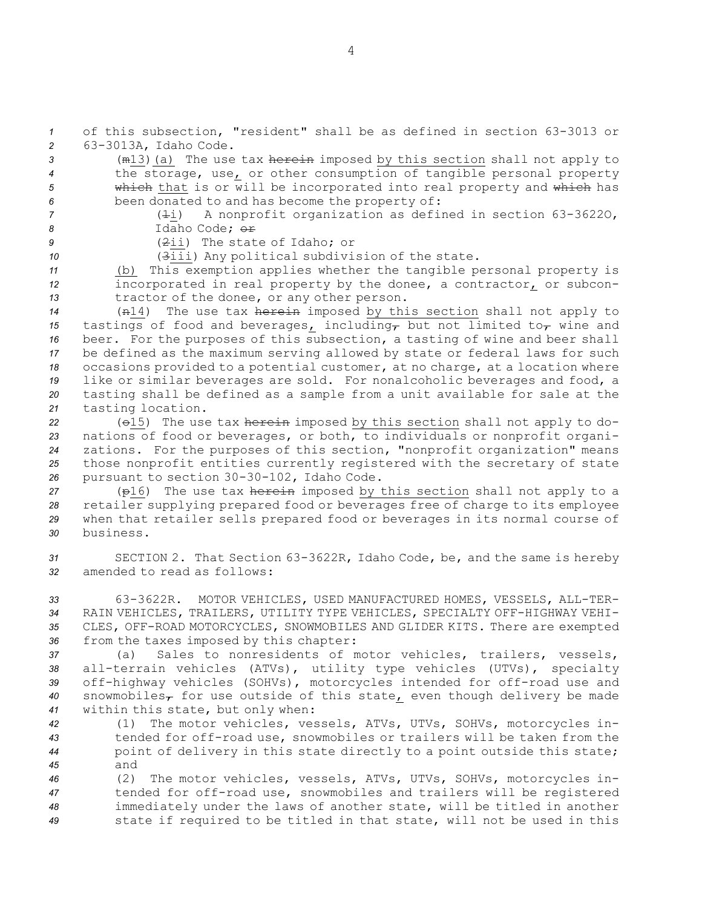of this subsection, "resident" shall be as defined in section 63-3013 or 63-3013A, Idaho Code.

(m13)(a) The use tax herein imposed by this section shall not apply to the storage, use, or other consumption of tangible personal property which that is or will be incorporated into real property and which has been donated to and has become the property of:

(1i) A nonprofit organization as defined in section 63-3622O, Idaho Code; or

(2ii) The state of Idaho; or

(3iii) Any political subdivision of the state.

(b) This exemption applies whether the tangible personal property is incorporated in real property by the donee, a contractor, or subcontractor of the donee, or any other person.

(n14) The use tax herein imposed by this section shall not apply to tastings of food and beverages, including, but not limited to, wine and beer. For the purposes of this subsection, a tasting of wine and beer shall be defined as the maximum serving allowed by state or federal laws for such occasions provided to a potential customer, at no charge, at a location where like or similar beverages are sold. For nonalcoholic beverages and food, a tasting shall be defined as a sample from a unit available for sale at the tasting location.

(o15) The use tax herein imposed by this section shall not apply to donations of food or beverages, or both, to individuals or nonprofit organizations. For the purposes of this section, "nonprofit organization" means those nonprofit entities currently registered with the secretary of state pursuant to section 30-30-102, Idaho Code.

(p16) The use tax herein imposed by this section shall not apply to a retailer supplying prepared food or beverages free of charge to its employee when that retailer sells prepared food or beverages in its normal course of business.

SECTION 2. That Section 63-3622R, Idaho Code, be, and the same is hereby amended to read as follows:

63-3622R. MOTOR VEHICLES, USED MANUFACTURED HOMES, VESSELS, ALL-TERRAIN VEHICLES, TRAILERS, UTILITY TYPE VEHICLES, SPECIALTY OFF-HIGHWAY VEHICLES, OFF-ROAD MOTORCYCLES, SNOWMOBILES AND GLIDER KITS. There are exempted from the taxes imposed by this chapter:

(a) Sales to nonresidents of motor vehicles, trailers, vessels, all-terrain vehicles (ATVs), utility type vehicles (UTVs), specialty off-highway vehicles (SOHVs), motorcycles intended for off-road use and snowmobiles, for use outside of this state, even though delivery be made within this state, but only when:

(1) The motor vehicles, vessels, ATVs, UTVs, SOHVs, motorcycles intended for off-road use, snowmobiles or trailers will be taken from the point of delivery in this state directly to a point outside this state; and

(2) The motor vehicles, vessels, ATVs, UTVs, SOHVs, motorcycles intended for off-road use, snowmobiles and trailers will be registered immediately under the laws of another state, will be titled in another state if required to be titled in that state, will not be used in this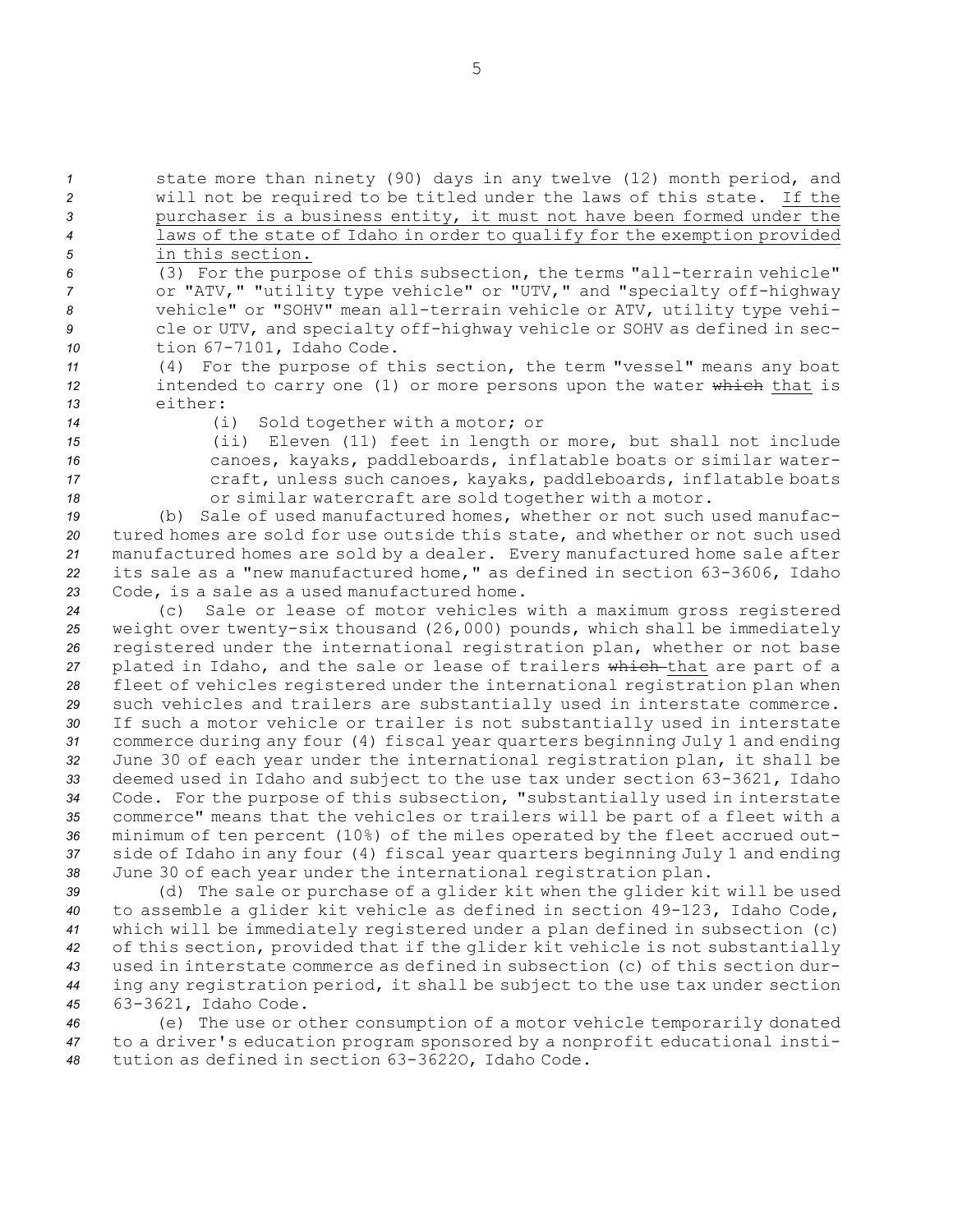state more than ninety (90) days in any twelve (12) month period, and will not be required to be titled under the laws of this state. <u>If the purchaser is a business entity, it must not have been formed under the laws of the state of Idaho in order to qualify for the exemption provided in this section.</u>

(3) For the purpose of this subsection, the terms "all-terrain vehicle" or "ATV," "utility type vehicle" or "UTV," and "specialty off-highway vehicle" or "SOHV" mean all-terrain vehicle or ATV, utility type vehicle or UTV, and specialty off-highway vehicle or SOHV as defined in section 67-7101, Idaho Code.

(4) For the purpose of this section, the term "vessel" means any boat intended to carry one (1) or more persons upon the water ~~which~~ <u>that</u> is either:

(i) Sold together with a motor; or

(ii) Eleven (11) feet in length or more, but shall not include canoes, kayaks, paddleboards, inflatable boats or similar watercraft, unless such canoes, kayaks, paddleboards, inflatable boats or similar watercraft are sold together with a motor.

(b) Sale of used manufactured homes, whether or not such used manufactured homes are sold for use outside this state, and whether or not such used manufactured homes are sold by a dealer. Every manufactured home sale after its sale as a "new manufactured home," as defined in section 63-3606, Idaho Code, is a sale as a used manufactured home.

(c) Sale or lease of motor vehicles with a maximum gross registered weight over twenty-six thousand (26,000) pounds, which shall be immediately registered under the international registration plan, whether or not base plated in Idaho, and the sale or lease of trailers ~~which~~ <u>that</u> are part of a fleet of vehicles registered under the international registration plan when such vehicles and trailers are substantially used in interstate commerce. If such a motor vehicle or trailer is not substantially used in interstate commerce during any four (4) fiscal year quarters beginning July 1 and ending June 30 of each year under the international registration plan, it shall be deemed used in Idaho and subject to the use tax under section 63-3621, Idaho Code. For the purpose of this subsection, "substantially used in interstate commerce" means that the vehicles or trailers will be part of a fleet with a minimum of ten percent (10%) of the miles operated by the fleet accrued outside of Idaho in any four (4) fiscal year quarters beginning July 1 and ending June 30 of each year under the international registration plan.

(d) The sale or purchase of a glider kit when the glider kit will be used to assemble a glider kit vehicle as defined in section 49-123, Idaho Code, which will be immediately registered under a plan defined in subsection (c) of this section, provided that if the glider kit vehicle is not substantially used in interstate commerce as defined in subsection (c) of this section during any registration period, it shall be subject to the use tax under section 63-3621, Idaho Code.

(e) The use or other consumption of a motor vehicle temporarily donated to a driver's education program sponsored by a nonprofit educational institution as defined in section 63-3622O, Idaho Code.